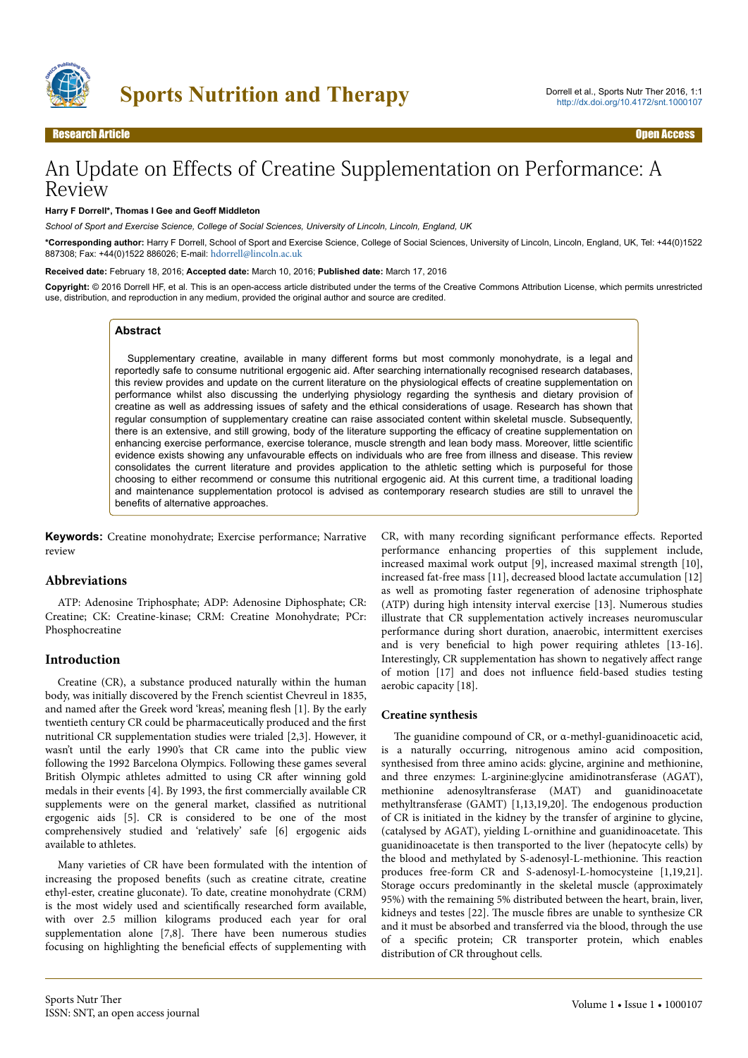# An Update on Effects of Creatine Supplementation on Performance: A Review

**Harry F Dorrell*, Thomas I Gee and Geoff Middleton**

*School of Sport and Exercise Science, College of Social Sciences, University of Lincoln, Lincoln, England, UK*

**\*Corresponding author:** Harry F Dorrell, School of Sport and Exercise Science, College of Social Sciences, University of Lincoln, Lincoln, England, UK, Tel: +44(0)1522 887308; Fax: +44(0)1522 886026; E-mail: hdorrell@lincoln.ac.uk

**Received date:** February 18, 2016; **Accepted date:** March 10, 2016; **Published date:** March 17, 2016

**Copyright:** © 2016 Dorrell HF, et al. This is an open-access article distributed under the terms of the Creative Commons Attribution License, which permits unrestricted use, distribution, and reproduction in any medium, provided the original author and source are credited.

## Abstract

Supplementary creatine, available in many different forms but most commonly monohydrate, is a legal and reportedly safe to consume nutritional ergogenic aid. After searching internationally recognised research databases, this review provides and update on the current literature on the physiological effects of creatine supplementation on performance whilst also discussing the underlying physiology regarding the synthesis and dietary provision of creatine as well as addressing issues of safety and the ethical considerations of usage. Research has shown that regular consumption of supplementary creatine can raise associated content within skeletal muscle. Subsequently, there is an extensive, and still growing, body of the literature supporting the efficacy of creatine supplementation on enhancing exercise performance, exercise tolerance, muscle strength and lean body mass. Moreover, little scientific evidence exists showing any unfavourable effects on individuals who are free from illness and disease. This review consolidates the current literature and provides application to the athletic setting which is purposeful for those choosing to either recommend or consume this nutritional ergogenic aid. At this current time, a traditional loading and maintenance supplementation protocol is advised as contemporary research studies are still to unravel the benefits of alternative approaches.

**Keywords:** Creatine monohydrate; Exercise performance; Narrative review

## Abbreviations

ATP: Adenosine Triphosphate; ADP: Adenosine Diphosphate; CR: Creatine; CK: Creatine-kinase; CRM: Creatine Monohydrate; PCr: Phosphocreatine

## Introduction

Creatine (CR), a substance produced naturally within the human body, was initially discovered by the French scientist Chevreul in 1835, and named after the Greek word 'kreas', meaning flesh [1]. By the early twentieth century CR could be pharmaceutically produced and the first nutritional CR supplementation studies were trialed [2,3]. However, it wasn't until the early 1990's that CR came into the public view following the 1992 Barcelona Olympics. Following these games several British Olympic athletes admitted to using CR after winning gold medals in their events [4]. By 1993, the first commercially available CR supplements were on the general market, classified as nutritional ergogenic aids [5]. CR is considered to be one of the most comprehensively studied and 'relatively' safe [6] ergogenic aids available to athletes.

Many varieties of CR have been formulated with the intention of increasing the proposed benefits (such as creatine citrate, creatine ethyl-ester, creatine gluconate). To date, creatine monohydrate (CRM) is the most widely used and scientifically researched form available, with over 2.5 million kilograms produced each year for oral supplementation alone [7,8]. There have been numerous studies focusing on highlighting the beneficial effects of supplementing with CR, with many recording significant performance effects. Reported performance enhancing properties of this supplement include, increased maximal work output [9], increased maximal strength [10], increased fat-free mass [11], decreased blood lactate accumulation [12] as well as promoting faster regeneration of adenosine triphosphate (ATP) during high intensity interval exercise [13]. Numerous studies illustrate that CR supplementation actively increases neuromuscular performance during short duration, anaerobic, intermittent exercises and is very beneficial to high power requiring athletes [13-16]. Interestingly, CR supplementation has shown to negatively affect range of motion [17] and does not influence field-based studies testing aerobic capacity [18].

### Creatine synthesis

The guanidine compound of CR, or α-methyl-guanidinoacetic acid, is a naturally occurring, nitrogenous amino acid composition, synthesised from three amino acids: glycine, arginine and methionine, and three enzymes: L-arginine:glycine amidinotransferase (AGAT), methionine adenosyltransferase (MAT) and guanidinoacetate methyltransferase (GAMT) [1,13,19,20]. The endogenous production of CR is initiated in the kidney by the transfer of arginine to glycine, (catalysed by AGAT), yielding L-ornithine and guanidinoacetate. This guanidinoacetate is then transported to the liver (hepatocyte cells) by the blood and methylated by S-adenosyl-L-methionine. This reaction produces free-form CR and S-adenosyl-L-homocysteine [1,19,21]. Storage occurs predominantly in the skeletal muscle (approximately 95%) with the remaining 5% distributed between the heart, brain, liver, kidneys and testes [22]. The muscle fibres are unable to synthesize CR and it must be absorbed and transferred via the blood, through the use of a specific protein; CR transporter protein, which enables distribution of CR throughout cells.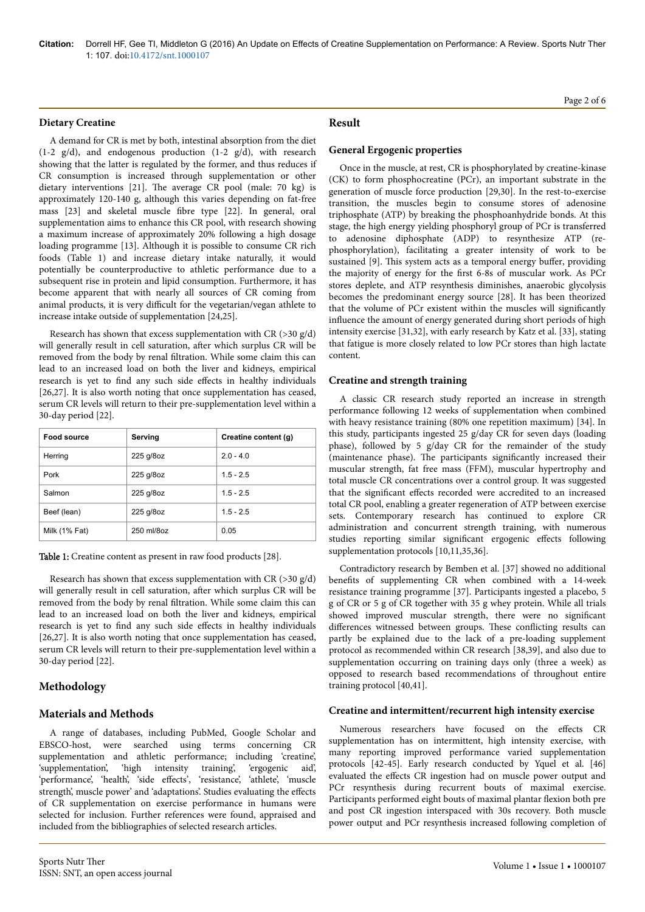### Dietary Creatine

A demand for CR is met by both, intestinal absorption from the diet (1-2 g/d), and endogenous production (1-2 g/d), with research showing that the latter is regulated by the former, and thus reduces if CR consumption is increased through supplementation or other dietary interventions [21]. The average CR pool (male: 70 kg) is approximately 120-140 g, although this varies depending on fat-free mass [23] and skeletal muscle fibre type [22]. In general, oral supplementation aims to enhance this CR pool, with research showing a maximum increase of approximately 20% following a high dosage loading programme [13]. Although it is possible to consume CR rich foods (Table 1) and increase dietary intake naturally, it would potentially be counterproductive to athletic performance due to a subsequent rise in protein and lipid consumption. Furthermore, it has become apparent that with nearly all sources of CR coming from animal products, it is very difficult for the vegetarian/vegan athlete to increase intake outside of supplementation [24,25].

Research has shown that excess supplementation with CR (>30 g/d) will generally result in cell saturation, after which surplus CR will be removed from the body by renal filtration. While some claim this can lead to an increased load on both the liver and kidneys, empirical research is yet to find any such side effects in healthy individuals [26,27]. It is also worth noting that once supplementation has ceased, serum CR levels will return to their pre-supplementation level within a 30-day period [22].

| Food source | Serving | Creatine content (g) |
|---|---|---|
| Herring | 225 g/8oz | 2.0 - 4.0 |
| Pork | 225 g/8oz | 1.5 - 2.5 |
| Salmon | 225 g/8oz | 1.5 - 2.5 |
| Beef (lean) | 225 g/8oz | 1.5 - 2.5 |
| Milk (1% Fat) | 250 ml/8oz | 0.05 |

**Table 1:** Creatine content as present in raw food products [28].

Research has shown that excess supplementation with CR (>30 g/d) will generally result in cell saturation, after which surplus CR will be removed from the body by renal filtration. While some claim this can lead to an increased load on both the liver and kidneys, empirical research is yet to find any such side effects in healthy individuals [26,27]. It is also worth noting that once supplementation has ceased, serum CR levels will return to their pre-supplementation level within a 30-day period [22].

## Methodology

## Materials and Methods

A range of databases, including PubMed, Google Scholar and EBSCO-host, were searched using terms concerning CR supplementation and athletic performance; including 'creatine', 'supplementation', 'high intensity training', 'ergogenic aid', 'performance', 'health', 'side effects', 'resistance', 'athlete', 'muscle strength', muscle power' and 'adaptations'. Studies evaluating the effects of CR supplementation on exercise performance in humans were selected for inclusion. Further references were found, appraised and included from the bibliographies of selected research articles.

## Result

### General Ergogenic properties

Once in the muscle, at rest, CR is phosphorylated by creatine-kinase (CK) to form phosphocreatine (PCr), an important substrate in the generation of muscle force production [29,30]. In the rest-to-exercise transition, the muscles begin to consume stores of adenosine triphosphate (ATP) by breaking the phosphoanhydride bonds. At this stage, the high energy yielding phosphoryl group of PCr is transferred to adenosine diphosphate (ADP) to resynthesize ATP (re-phosphorylation), facilitating a greater intensity of work to be sustained [9]. This system acts as a temporal energy buffer, providing the majority of energy for the first 6-8s of muscular work. As PCr stores deplete, and ATP resynthesis diminishes, anaerobic glycolysis becomes the predominant energy source [28]. It has been theorized that the volume of PCr existent within the muscles will significantly influence the amount of energy generated during short periods of high intensity exercise [31,32], with early research by Katz et al. [33], stating that fatigue is more closely related to low PCr stores than high lactate content.

### Creatine and strength training

A classic CR research study reported an increase in strength performance following 12 weeks of supplementation when combined with heavy resistance training (80% one repetition maximum) [34]. In this study, participants ingested 25 g/day CR for seven days (loading phase), followed by 5 g/day CR for the remainder of the study (maintenance phase). The participants significantly increased their muscular strength, fat free mass (FFM), muscular hypertrophy and total muscle CR concentrations over a control group. It was suggested that the significant effects recorded were accredited to an increased total CR pool, enabling a greater regeneration of ATP between exercise sets. Contemporary research has continued to explore CR administration and concurrent strength training, with numerous studies reporting similar significant ergogenic effects following supplementation protocols [10,11,35,36].

Contradictory research by Bemben et al. [37] showed no additional benefits of supplementing CR when combined with a 14-week resistance training programme [37]. Participants ingested a placebo, 5 g of CR or 5 g of CR together with 35 g whey protein. While all trials showed improved muscular strength, there were no significant differences witnessed between groups. These conflicting results can partly be explained due to the lack of a pre-loading supplement protocol as recommended within CR research [38,39], and also due to supplementation occurring on training days only (three a week) as opposed to research based recommendations of throughout entire training protocol [40,41].

### Creatine and intermittent/recurrent high intensity exercise

Numerous researchers have focused on the effects CR supplementation has on intermittent, high intensity exercise, with many reporting improved performance varied supplementation protocols [42-45]. Early research conducted by Yquel et al. [46] evaluated the effects CR ingestion had on muscle power output and PCr resynthesis during recurrent bouts of maximal exercise. Participants performed eight bouts of maximal plantar flexion both pre and post CR ingestion interspaced with 30s recovery. Both muscle power output and PCr resynthesis increased following completion of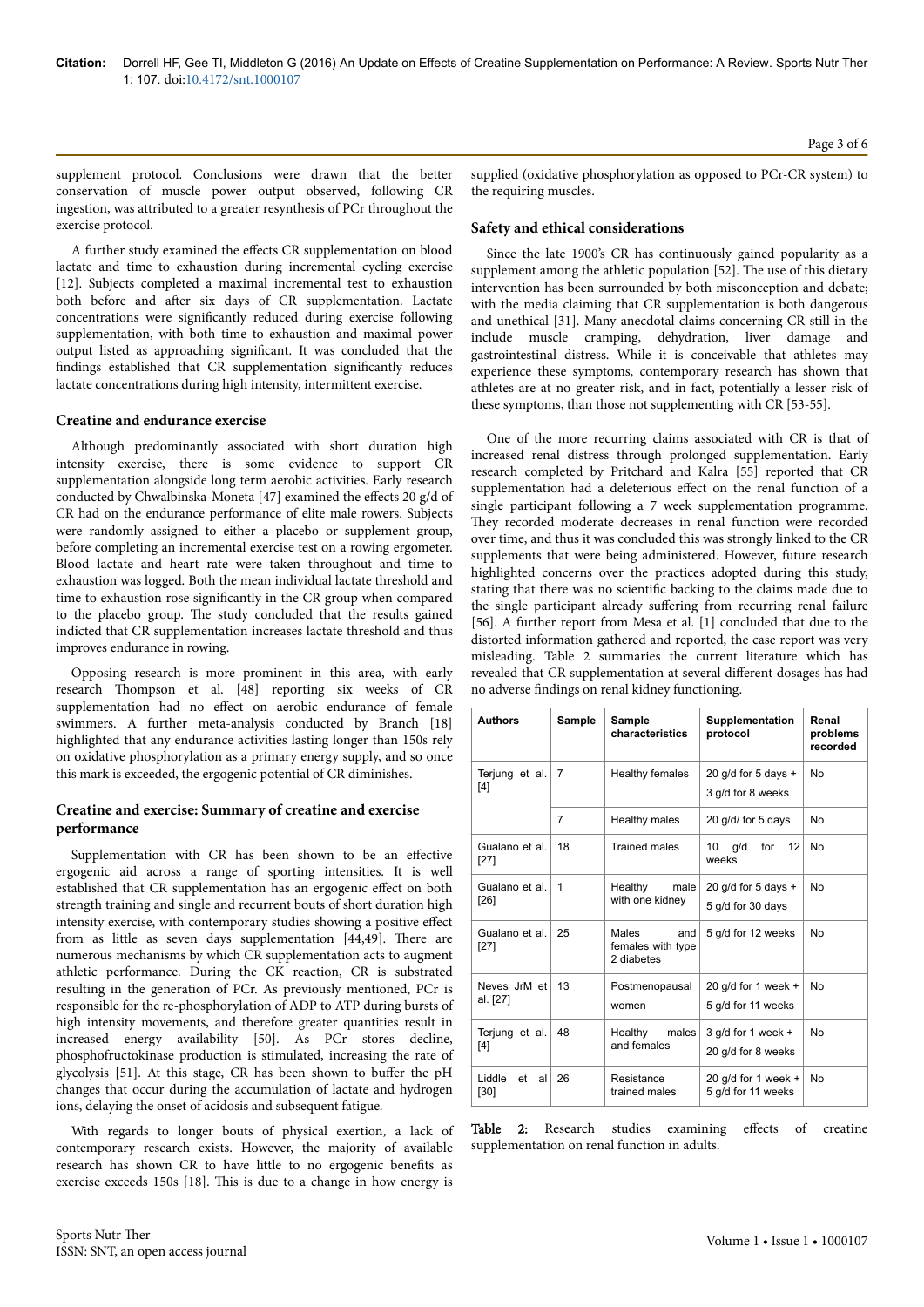supplement protocol. Conclusions were drawn that the better conservation of muscle power output observed, following CR ingestion, was attributed to a greater resynthesis of PCr throughout the exercise protocol.

A further study examined the effects CR supplementation on blood lactate and time to exhaustion during incremental cycling exercise [12]. Subjects completed a maximal incremental test to exhaustion both before and after six days of CR supplementation. Lactate concentrations were significantly reduced during exercise following supplementation, with both time to exhaustion and maximal power output listed as approaching significant. It was concluded that the findings established that CR supplementation significantly reduces lactate concentrations during high intensity, intermittent exercise.

### Creatine and endurance exercise

Although predominantly associated with short duration high intensity exercise, there is some evidence to support CR supplementation alongside long term aerobic activities. Early research conducted by Chwalbinska-Moneta [47] examined the effects 20 g/d of CR had on the endurance performance of elite male rowers. Subjects were randomly assigned to either a placebo or supplement group, before completing an incremental exercise test on a rowing ergometer. Blood lactate and heart rate were taken throughout and time to exhaustion was logged. Both the mean individual lactate threshold and time to exhaustion rose significantly in the CR group when compared to the placebo group. The study concluded that the results gained indicted that CR supplementation increases lactate threshold and thus improves endurance in rowing.

Opposing research is more prominent in this area, with early research Thompson et al. [48] reporting six weeks of CR supplementation had no effect on aerobic endurance of female swimmers. A further meta-analysis conducted by Branch [18] highlighted that any endurance activities lasting longer than 150s rely on oxidative phosphorylation as a primary energy supply, and so once this mark is exceeded, the ergogenic potential of CR diminishes.

### Creatine and exercise: Summary of creatine and exercise performance

Supplementation with CR has been shown to be an effective ergogenic aid across a range of sporting intensities. It is well established that CR supplementation has an ergogenic effect on both strength training and single and recurrent bouts of short duration high intensity exercise, with contemporary studies showing a positive effect from as little as seven days supplementation [44,49]. There are numerous mechanisms by which CR supplementation acts to augment athletic performance. During the CK reaction, CR is substrated resulting in the generation of PCr. As previously mentioned, PCr is responsible for the re-phosphorylation of ADP to ATP during bursts of high intensity movements, and therefore greater quantities result in increased energy availability [50]. As PCr stores decline, phosphofructokinase production is stimulated, increasing the rate of glycolysis [51]. At this stage, CR has been shown to buffer the pH changes that occur during the accumulation of lactate and hydrogen ions, delaying the onset of acidosis and subsequent fatigue.

With regards to longer bouts of physical exertion, a lack of contemporary research exists. However, the majority of available research has shown CR to have little to no ergogenic benefits as exercise exceeds 150s [18]. This is due to a change in how energy is supplied (oxidative phosphorylation as opposed to PCr-CR system) to the requiring muscles.

### Safety and ethical considerations

Since the late 1900's CR has continuously gained popularity as a supplement among the athletic population [52]. The use of this dietary intervention has been surrounded by both misconception and debate; with the media claiming that CR supplementation is both dangerous and unethical [31]. Many anecdotal claims concerning CR still in the include muscle cramping, dehydration, liver damage and gastrointestinal distress. While it is conceivable that athletes may experience these symptoms, contemporary research has shown that athletes are at no greater risk, and in fact, potentially a lesser risk of these symptoms, than those not supplementing with CR [53-55].

One of the more recurring claims associated with CR is that of increased renal distress through prolonged supplementation. Early research completed by Pritchard and Kalra [55] reported that CR supplementation had a deleterious effect on the renal function of a single participant following a 7 week supplementation programme. They recorded moderate decreases in renal function were recorded over time, and thus it was concluded this was strongly linked to the CR supplements that were being administered. However, future research highlighted concerns over the practices adopted during this study, stating that there was no scientific backing to the claims made due to the single participant already suffering from recurring renal failure [56]. A further report from Mesa et al. [1] concluded that due to the distorted information gathered and reported, the case report was very misleading. Table 2 summaries the current literature which has revealed that CR supplementation at several different dosages has had no adverse findings on renal kidney functioning.

| Authors | Sample | Sample characteristics | Supplementation protocol | Renal problems recorded |
|---|---|---|---|---|
| Terjung et al. [4] | 7 | Healthy females | 20 g/d for 5 days + 3 g/d for 8 weeks | No |
| | 7 | Healthy males | 20 g/d/ for 5 days | No |
| Gualano et al. [27] | 18 | Trained males | 10 g/d for 12 weeks | No |
| Gualano et al. [26] | 1 | Healthy male with one kidney | 20 g/d for 5 days + 5 g/d for 30 days | No |
| Gualano et al. [27] | 25 | Males and females with type 2 diabetes | 5 g/d for 12 weeks | No |
| Neves JrM et al. [27] | 13 | Postmenopausal women | 20 g/d for 1 week + 5 g/d for 11 weeks | No |
| Terjung et al. [4] | 48 | Healthy males and females | 3 g/d for 1 week + 20 g/d for 8 weeks | No |
| Liddle et al [30] | 26 | Resistance trained males | 20 g/d for 1 week + 5 g/d for 11 weeks | No |

**Table 2:** Research studies examining effects of creatine supplementation on renal function in adults.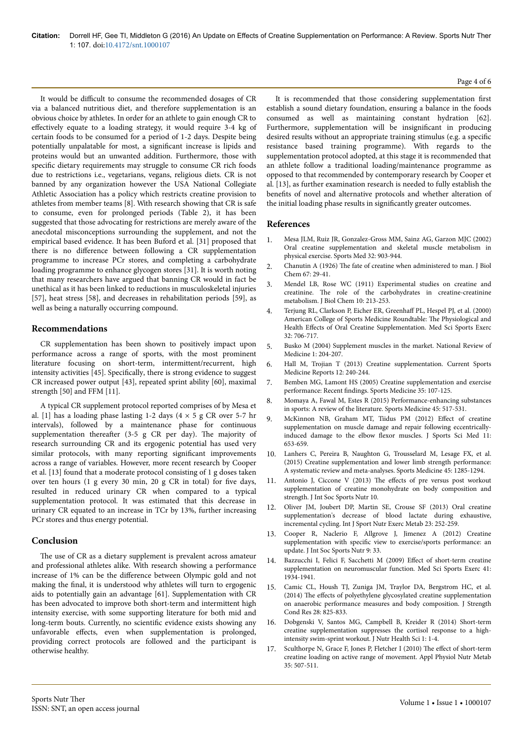It would be difficult to consume the recommended dosages of CR via a balanced nutritious diet, and therefore supplementation is an obvious choice by athletes. In order for an athlete to gain enough CR to effectively equate to a loading strategy, it would require 3-4 kg of certain foods to be consumed for a period of 1-2 days. Despite being potentially unpalatable for most, a significant increase is lipids and proteins would but an unwanted addition. Furthermore, those with specific dietary requirements may struggle to consume CR rich foods due to restrictions i.e., vegetarians, vegans, religious diets. CR is not banned by any organization however the USA National Collegiate Athletic Association has a policy which restricts creatine provision to athletes from member teams [8]. With research showing that CR is safe to consume, even for prolonged periods (Table 2), it has been suggested that those advocating for restrictions are merely aware of the anecdotal misconceptions surrounding the supplement, and not the empirical based evidence. It has been Buford et al. [31] proposed that there is no difference between following a CR supplementation programme to increase PCr stores, and completing a carbohydrate loading programme to enhance glycogen stores [31]. It is worth noting that many researchers have argued that banning CR would in fact be unethical as it has been linked to reductions in musculoskeletal injuries [57], heat stress [58], and decreases in rehabilitation periods [59], as well as being a naturally occurring compound.

## Recommendations

CR supplementation has been shown to positively impact upon performance across a range of sports, with the most prominent literature focusing on short-term, intermittent/recurrent, high intensity activities [45]. Specifically, there is strong evidence to suggest CR increased power output [43], repeated sprint ability [60], maximal strength [50] and FFM [11].

A typical CR supplement protocol reported comprises of by Mesa et al. [1] has a loading phase lasting 1-2 days (4 × 5 g CR over 5-7 hr intervals), followed by a maintenance phase for continuous supplementation thereafter (3-5 g CR per day). The majority of research surrounding CR and its ergogenic potential has used very similar protocols, with many reporting significant improvements across a range of variables. However, more recent research by Cooper et al. [13] found that a moderate protocol consisting of 1 g doses taken over ten hours (1 g every 30 min, 20 g CR in total) for five days, resulted in reduced urinary CR when compared to a typical supplementation protocol. It was estimated that this decrease in urinary CR equated to an increase in TCr by 13%, further increasing PCr stores and thus energy potential.

## Conclusion

The use of CR as a dietary supplement is prevalent across amateur and professional athletes alike. With research showing a performance increase of 1% can be the difference between Olympic gold and not making the final, it is understood why athletes will turn to ergogenic aids to potentially gain an advantage [61]. Supplementation with CR has been advocated to improve both short-term and intermittent high intensity exercise, with some supporting literature for both mid and long-term bouts. Currently, no scientific evidence exists showing any unfavorable effects, even when supplementation is prolonged, providing correct protocols are followed and the participant is otherwise healthy.

It is recommended that those considering supplementation first establish a sound dietary foundation, ensuring a balance in the foods consumed as well as maintaining constant hydration [62]. Furthermore, supplementation will be insignificant in producing desired results without an appropriate training stimulus (e.g. a specific resistance based training programme). With regards to the supplementation protocol adopted, at this stage it is recommended that an athlete follow a traditional loading/maintenance programme as opposed to that recommended by contemporary research by Cooper et al. [13], as further examination research is needed to fully establish the benefits of novel and alternative protocols and whether alteration of the initial loading phase results in significantly greater outcomes.

## References

1. Mesa JLM, Ruiz JR, Gonzalez-Gross MM, Sainz AG, Garzon MJC (2002) Oral creatine supplementation and skeletal muscle metabolism in physical exercise. Sports Med 32: 903-944.
2. Chanutin A (1926) The fate of creatine when administered to man. J Biol Chem 67: 29-41.
3. Mendel LB, Rose WC (1911) Experimental studies on creatine and creatinine. The role of the carbohydrates in creatine-creatinine metabolism. J Biol Chem 10: 213-253.
4. Terjung RL, Clarkson P, Eicher ER, Greenhaff PL, Hespel PJ, et al. (2000) American College of Sports Medicine Roundtable: The Physiological and Health Effects of Oral Creatine Supplementation. Med Sci Sports Exerc 32: 706-717.
5. Busko M (2004) Supplement muscles in the market. National Review of Medicine 1: 204-207.
6. Hall M, Trojian T (2013) Creatine supplementation. Current Sports Medicine Reports 12: 240-244.
7. Bemben MG, Lamont HS (2005) Creatine supplementation and exercise performance: Recent findings. Sports Medicine 35: 107-125.
8. Momaya A, Fawal M, Estes R (2015) Performance-enhancing substances in sports: A review of the literature. Sports Medicine 45: 517-531.
9. McKinnon NB, Graham MT, Tiidus PM (2012) Effect of creatine supplementation on muscle damage and repair following eccentrically-induced damage to the elbow flexor muscles. J Sports Sci Med 11: 653-659.
10. Lanhers C, Pereira B, Naughton G, Trousselard M, Lesage FX, et al. (2015) Creatine supplementation and lower limb strength performance: A systematic review and meta-analyses. Sports Medicine 45: 1285-1294.
11. Antonio J, Ciccone V (2013) The effects of pre versus post workout supplementation of creatine monohydrate on body composition and strength. J Int Soc Sports Nutr 10.
12. Oliver JM, Joubert DP, Martin SE, Crouse SF (2013) Oral creatine supplementation's decrease of blood lactate during exhaustive, incremental cycling. Int J Sport Nutr Exerc Metab 23: 252-259.
13. Cooper R, Naclerio F, Allgrove J, Jimenez A (2012) Creatine supplementation with specific view to exercise/sports performance: an update. J Int Soc Sports Nutr 9: 33.
14. Bazzucchi I, Felici F, Sacchetti M (2009) Effect of short-term creatine supplementation on neuromuscular function. Med Sci Sports Exerc 41: 1934-1941.
15. Camic CL, Housh TJ, Zuniga JM, Traylor DA, Bergstrom HC, et al. (2014) The effects of polyethylene glycosylated creatine supplementation on anaerobic performance measures and body composition. J Strength Cond Res 28: 825-833.
16. Dobgenski V, Santos MG, Campbell B, Kreider R (2014) Short-term creatine supplementation suppresses the cortisol response to a high-intensity swim-sprint workout. J Nutr Health Sci 1: 1-4.
17. Sculthorpe N, Grace F, Jones P, Fletcher I (2010) The effect of short-term creatine loading on active range of movement. Appl Physiol Nutr Metab 35: 507-511.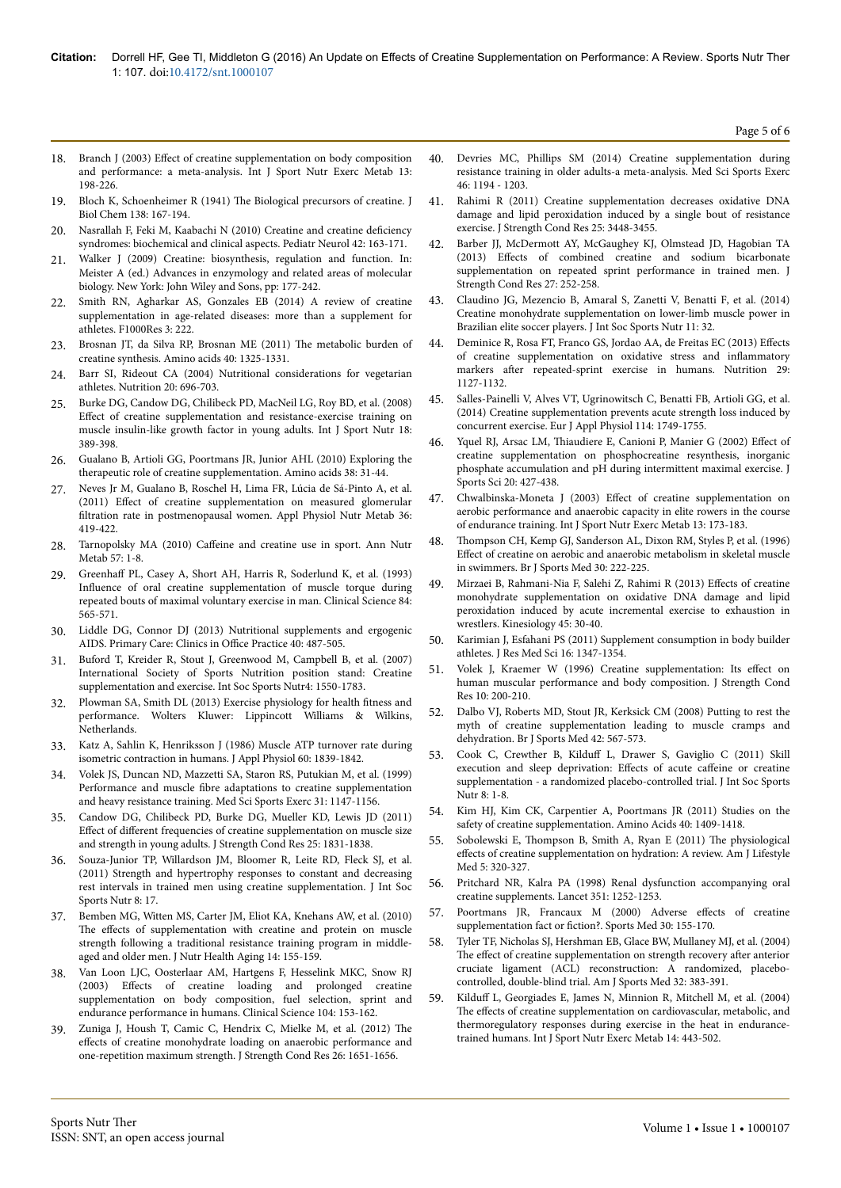18. Branch J (2003) Effect of creatine supplementation on body composition and performance: a meta-analysis. Int J Sport Nutr Exerc Metab 13: 198-226.
19. Bloch K, Schoenheimer R (1941) The Biological precursors of creatine. J Biol Chem 138: 167-194.
20. Nasrallah F, Feki M, Kaabachi N (2010) Creatine and creatine deficiency syndromes: biochemical and clinical aspects. Pediatr Neurol 42: 163-171.
21. Walker J (2009) Creatine: biosynthesis, regulation and function. In: Meister A (ed.) Advances in enzymology and related areas of molecular biology. New York: John Wiley and Sons, pp: 177-242.
22. Smith RN, Agharkar AS, Gonzales EB (2014) A review of creatine supplementation in age-related diseases: more than a supplement for athletes. F1000Res 3: 222.
23. Brosnan JT, da Silva RP, Brosnan ME (2011) The metabolic burden of creatine synthesis. Amino acids 40: 1325-1331.
24. Barr SI, Rideout CA (2004) Nutritional considerations for vegetarian athletes. Nutrition 20: 696-703.
25. Burke DG, Candow DG, Chilibeck PD, MacNeil LG, Roy BD, et al. (2008) Effect of creatine supplementation and resistance-exercise training on muscle insulin-like growth factor in young adults. Int J Sport Nutr 18: 389-398.
26. Gualano B, Artioli GG, Poortmans JR, Junior AHL (2010) Exploring the therapeutic role of creatine supplementation. Amino acids 38: 31-44.
27. Neves Jr M, Gualano B, Roschel H, Lima FR, Lúcia de Sá-Pinto A, et al. (2011) Effect of creatine supplementation on measured glomerular filtration rate in postmenopausal women. Appl Physiol Nutr Metab 36: 419-422.
28. Tarnopolsky MA (2010) Caffeine and creatine use in sport. Ann Nutr Metab 57: 1-8.
29. Greenhaff PL, Casey A, Short AH, Harris R, Soderlund K, et al. (1993) Influence of oral creatine supplementation of muscle torque during repeated bouts of maximal voluntary exercise in man. Clinical Science 84: 565-571.
30. Liddle DG, Connor DJ (2013) Nutritional supplements and ergogenic AIDS. Primary Care: Clinics in Office Practice 40: 487-505.
31. Buford T, Kreider R, Stout J, Greenwood M, Campbell B, et al. (2007) International Society of Sports Nutrition position stand: Creatine supplementation and exercise. Int Soc Sports Nutr4: 1550-1783.
32. Plowman SA, Smith DL (2013) Exercise physiology for health fitness and performance. Wolters Kluwer: Lippincott Williams & Wilkins, Netherlands.
33. Katz A, Sahlin K, Henriksson J (1986) Muscle ATP turnover rate during isometric contraction in humans. J Appl Physiol 60: 1839-1842.
34. Volek JS, Duncan ND, Mazzetti SA, Staron RS, Putukian M, et al. (1999) Performance and muscle fibre adaptations to creatine supplementation and heavy resistance training. Med Sci Sports Exerc 31: 1147-1156.
35. Candow DG, Chilibeck PD, Burke DG, Mueller KD, Lewis JD (2011) Effect of different frequencies of creatine supplementation on muscle size and strength in young adults. J Strength Cond Res 25: 1831-1838.
36. Souza-Junior TP, Willardson JM, Bloomer R, Leite RD, Fleck SJ, et al. (2011) Strength and hypertrophy responses to constant and decreasing rest intervals in trained men using creatine supplementation. J Int Soc Sports Nutr 8: 17.
37. Bemben MG, Witten MS, Carter JM, Eliot KA, Knehans AW, et al. (2010) The effects of supplementation with creatine and protein on muscle strength following a traditional resistance training program in middle-aged and older men. J Nutr Health Aging 14: 155-159.
38. Van Loon LJC, Oosterlaar AM, Hartgens F, Hesselink MKC, Snow RJ (2003) Effects of creatine loading and prolonged creatine supplementation on body composition, fuel selection, sprint and endurance performance in humans. Clinical Science 104: 153-162.
39. Zuniga J, Housh T, Camic C, Hendrix C, Mielke M, et al. (2012) The effects of creatine monohydrate loading on anaerobic performance and one-repetition maximum strength. J Strength Cond Res 26: 1651-1656.
40. Devries MC, Phillips SM (2014) Creatine supplementation during resistance training in older adults-a meta-analysis. Med Sci Sports Exerc 46: 1194 - 1203.
41. Rahimi R (2011) Creatine supplementation decreases oxidative DNA damage and lipid peroxidation induced by a single bout of resistance exercise. J Strength Cond Res 25: 3448-3455.
42. Barber JJ, McDermott AY, McGaughey KJ, Olmstead JD, Hagobian TA (2013) Effects of combined creatine and sodium bicarbonate supplementation on repeated sprint performance in trained men. J Strength Cond Res 27: 252-258.
43. Claudino JG, Mezencio B, Amaral S, Zanetti V, Benatti F, et al. (2014) Creatine monohydrate supplementation on lower-limb muscle power in Brazilian elite soccer players. J Int Soc Sports Nutr 11: 32.
44. Deminice R, Rosa FT, Franco GS, Jordao AA, de Freitas EC (2013) Effects of creatine supplementation on oxidative stress and inflammatory markers after repeated-sprint exercise in humans. Nutrition 29: 1127-1132.
45. Salles-Painelli V, Alves VT, Ugrinowitsch C, Benatti FB, Artioli GG, et al. (2014) Creatine supplementation prevents acute strength loss induced by concurrent exercise. Eur J Appl Physiol 114: 1749-1755.
46. Yquel RJ, Arsac LM, Thiaudiere E, Canioni P, Manier G (2002) Effect of creatine supplementation on phosphocreatine resynthesis, inorganic phosphate accumulation and pH during intermittent maximal exercise. J Sports Sci 20: 427-438.
47. Chwalbinska-Moneta J (2003) Effect of creatine supplementation on aerobic performance and anaerobic capacity in elite rowers in the course of endurance training. Int J Sport Nutr Exerc Metab 13: 173-183.
48. Thompson CH, Kemp GJ, Sanderson AL, Dixon RM, Styles P, et al. (1996) Effect of creatine on aerobic and anaerobic metabolism in skeletal muscle in swimmers. Br J Sports Med 30: 222-225.
49. Mirzaei B, Rahmani-Nia F, Salehi Z, Rahimi R (2013) Effects of creatine monohydrate supplementation on oxidative DNA damage and lipid peroxidation induced by acute incremental exercise to exhaustion in wrestlers. Kinesiology 45: 30-40.
50. Karimian J, Esfahani PS (2011) Supplement consumption in body builder athletes. J Res Med Sci 16: 1347-1354.
51. Volek J, Kraemer W (1996) Creatine supplementation: Its effect on human muscular performance and body composition. J Strength Cond Res 10: 200-210.
52. Dalbo VJ, Roberts MD, Stout JR, Kerksick CM (2008) Putting to rest the myth of creatine supplementation leading to muscle cramps and dehydration. Br J Sports Med 42: 567-573.
53. Cook C, Crewther B, Kilduff L, Drawer S, Gaviglio C (2011) Skill execution and sleep deprivation: Effects of acute caffeine or creatine supplementation - a randomized placebo-controlled trial. J Int Soc Sports Nutr 8: 1-8.
54. Kim HJ, Kim CK, Carpentier A, Poortmans JR (2011) Studies on the safety of creatine supplementation. Amino Acids 40: 1409-1418.
55. Sobolewski E, Thompson B, Smith A, Ryan E (2011) The physiological effects of creatine supplementation on hydration: A review. Am J Lifestyle Med 5: 320-327.
56. Pritchard NR, Kalra PA (1998) Renal dysfunction accompanying oral creatine supplements. Lancet 351: 1252-1253.
57. Poortmans JR, Francaux M (2000) Adverse effects of creatine supplementation fact or fiction?. Sports Med 30: 155-170.
58. Tyler TF, Nicholas SJ, Hershman EB, Glace BW, Mullaney MJ, et al. (2004) The effect of creatine supplementation on strength recovery after anterior cruciate ligament (ACL) reconstruction: A randomized, placebo-controlled, double-blind trial. Am J Sports Med 32: 383-391.
59. Kilduff L, Georgiades E, James N, Minnion R, Mitchell M, et al. (2004) The effects of creatine supplementation on cardiovascular, metabolic, and thermoregulatory responses during exercise in the heat in endurance-trained humans. Int J Sport Nutr Exerc Metab 14: 443-502.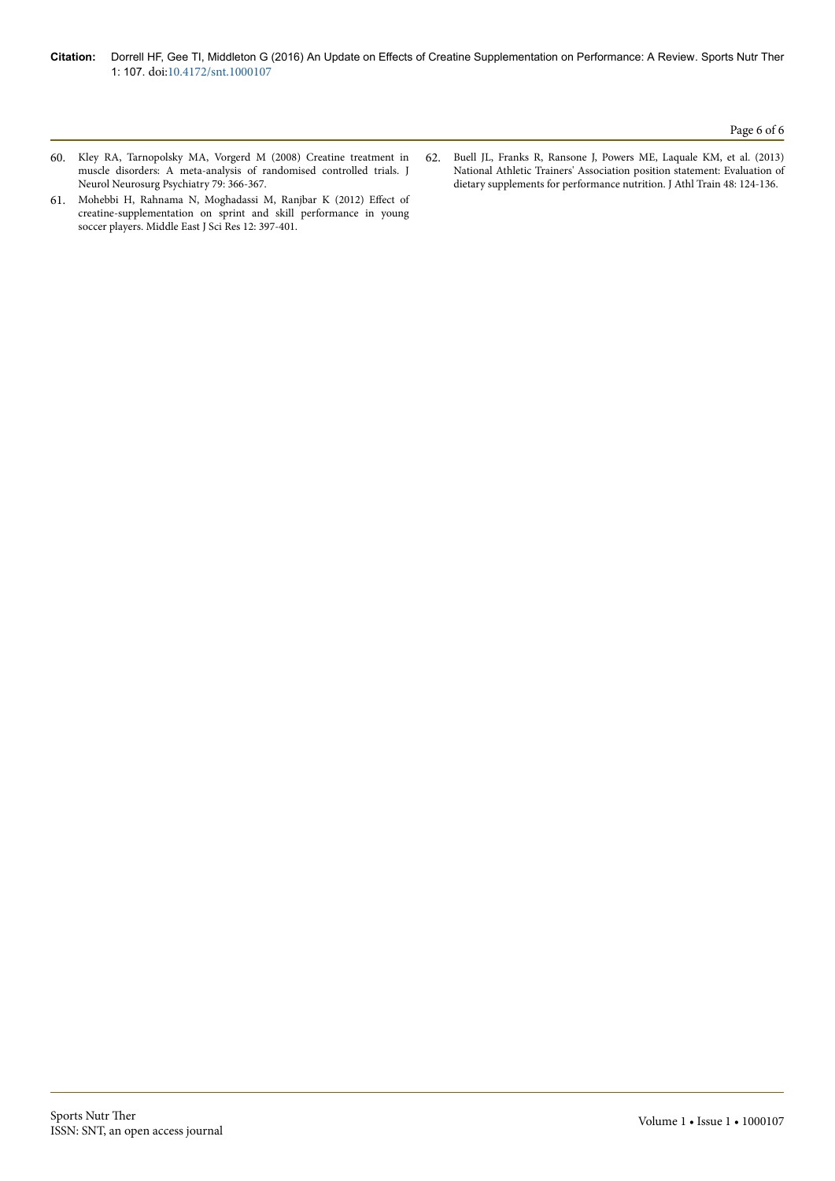60. Kley RA, Tarnopolsky MA, Vorgerd M (2008) Creatine treatment in muscle disorders: A meta-analysis of randomised controlled trials. J Neurol Neurosurg Psychiatry 79: 366-367.
61. Mohebbi H, Rahnama N, Moghadassi M, Ranjbar K (2012) Effect of creatine-supplementation on sprint and skill performance in young soccer players. Middle East J Sci Res 12: 397-401.
62. Buell JL, Franks R, Ransone J, Powers ME, Laquale KM, et al. (2013) National Athletic Trainers' Association position statement: Evaluation of dietary supplements for performance nutrition. J Athl Train 48: 124-136.